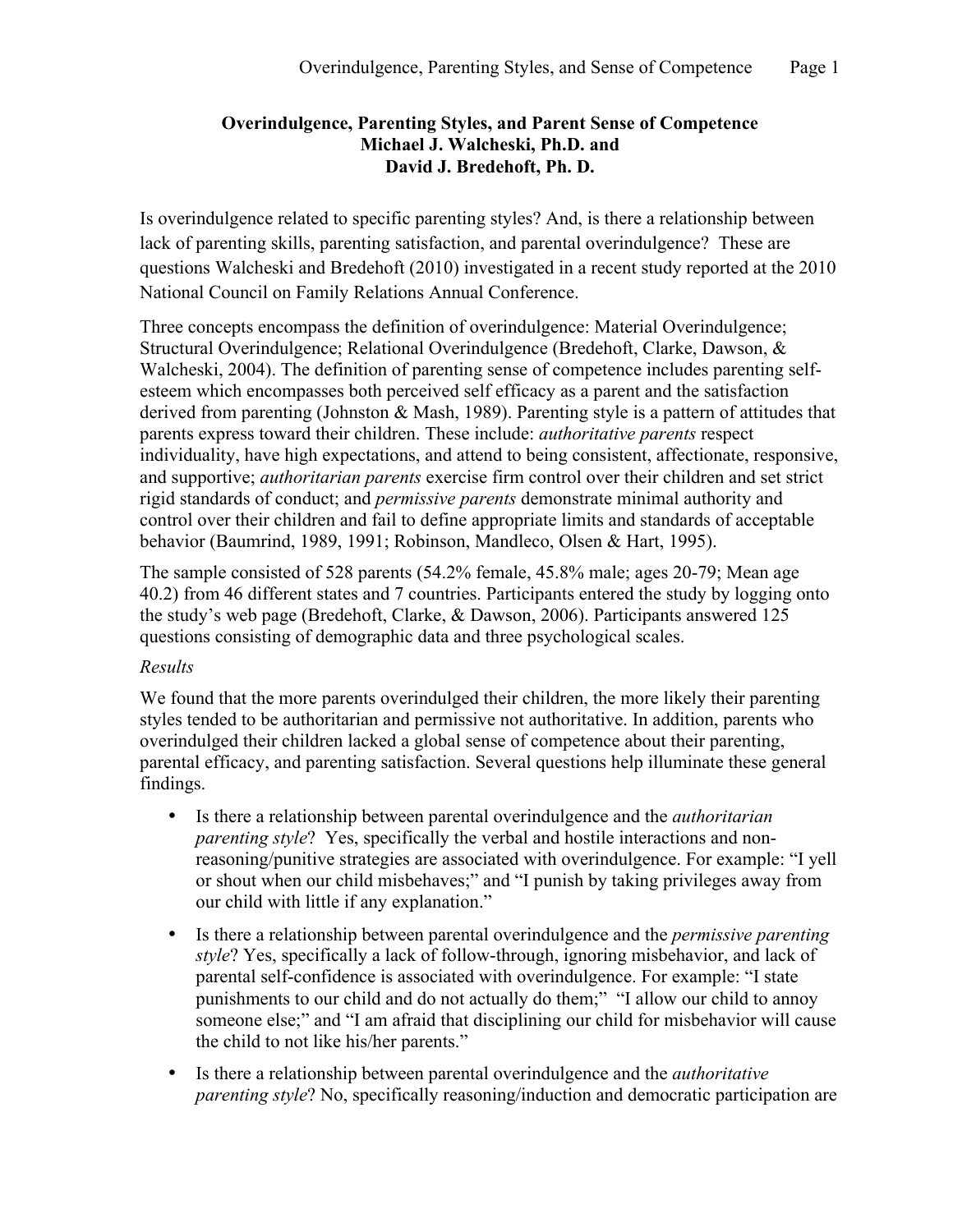**Overindulgence, Parenting Styles, and Parent Sense of Competence**
**Michael J. Walcheski, Ph.D. and**
**David J. Bredehoft, Ph. D.**

Is overindulgence related to specific parenting styles? And, is there a relationship between lack of parenting skills, parenting satisfaction, and parental overindulgence? These are questions Walcheski and Bredehoft (2010) investigated in a recent study reported at the 2010 National Council on Family Relations Annual Conference.

Three concepts encompass the definition of overindulgence: Material Overindulgence; Structural Overindulgence; Relational Overindulgence (Bredehoft, Clarke, Dawson, & Walcheski, 2004). The definition of parenting sense of competence includes parenting self-esteem which encompasses both perceived self efficacy as a parent and the satisfaction derived from parenting (Johnston & Mash, 1989). Parenting style is a pattern of attitudes that parents express toward their children. These include: *authoritative parents* respect individuality, have high expectations, and attend to being consistent, affectionate, responsive, and supportive; *authoritarian parents* exercise firm control over their children and set strict rigid standards of conduct; and *permissive parents* demonstrate minimal authority and control over their children and fail to define appropriate limits and standards of acceptable behavior (Baumrind, 1989, 1991; Robinson, Mandleco, Olsen & Hart, 1995).

The sample consisted of 528 parents (54.2% female, 45.8% male; ages 20-79; Mean age 40.2) from 46 different states and 7 countries. Participants entered the study by logging onto the study's web page (Bredehoft, Clarke, & Dawson, 2006). Participants answered 125 questions consisting of demographic data and three psychological scales.

*Results*

We found that the more parents overindulged their children, the more likely their parenting styles tended to be authoritarian and permissive not authoritative. In addition, parents who overindulged their children lacked a global sense of competence about their parenting, parental efficacy, and parenting satisfaction. Several questions help illuminate these general findings.

- Is there a relationship between parental overindulgence and the *authoritarian parenting style*? Yes, specifically the verbal and hostile interactions and non-reasoning/punitive strategies are associated with overindulgence. For example: "I yell or shout when our child misbehaves;" and "I punish by taking privileges away from our child with little if any explanation."
- Is there a relationship between parental overindulgence and the *permissive parenting style*? Yes, specifically a lack of follow-through, ignoring misbehavior, and lack of parental self-confidence is associated with overindulgence. For example: "I state punishments to our child and do not actually do them;" "I allow our child to annoy someone else;" and "I am afraid that disciplining our child for misbehavior will cause the child to not like his/her parents."
- Is there a relationship between parental overindulgence and the *authoritative parenting style*? No, specifically reasoning/induction and democratic participation are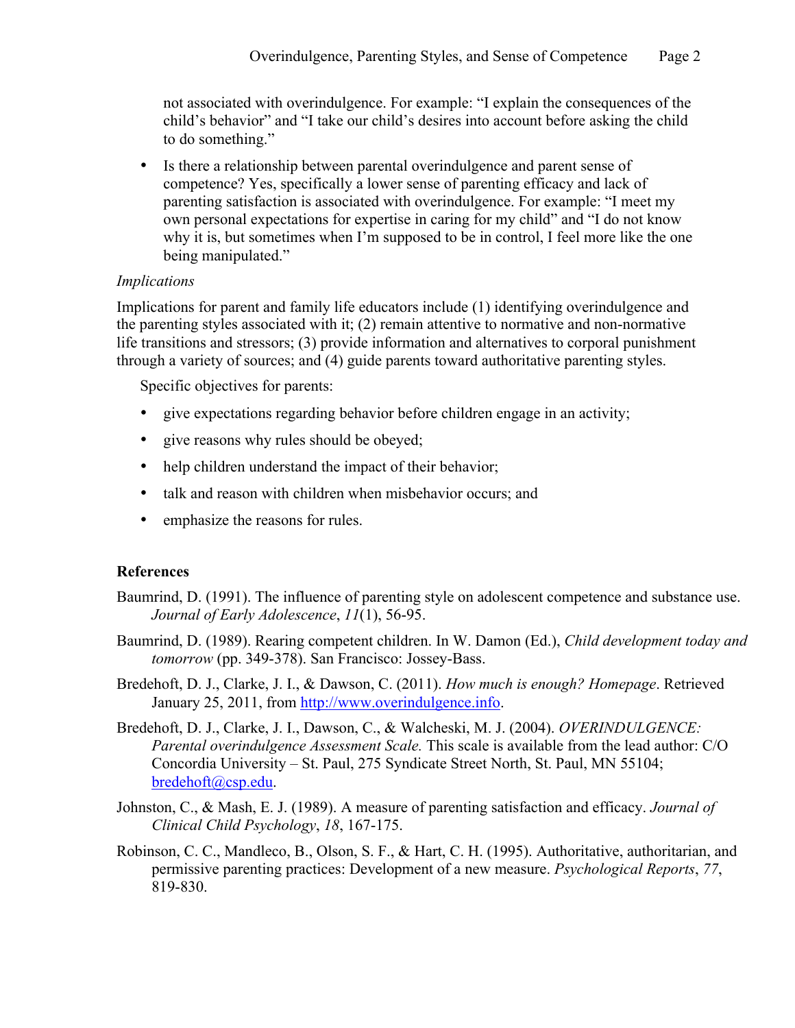not associated with overindulgence. For example: "I explain the consequences of the child's behavior" and "I take our child's desires into account before asking the child to do something."

- Is there a relationship between parental overindulgence and parent sense of competence? Yes, specifically a lower sense of parenting efficacy and lack of parenting satisfaction is associated with overindulgence. For example: "I meet my own personal expectations for expertise in caring for my child" and "I do not know why it is, but sometimes when I'm supposed to be in control, I feel more like the one being manipulated."

*Implications*

Implications for parent and family life educators include (1) identifying overindulgence and the parenting styles associated with it; (2) remain attentive to normative and non-normative life transitions and stressors; (3) provide information and alternatives to corporal punishment through a variety of sources; and (4) guide parents toward authoritative parenting styles.

Specific objectives for parents:

- give expectations regarding behavior before children engage in an activity;
- give reasons why rules should be obeyed;
- help children understand the impact of their behavior;
- talk and reason with children when misbehavior occurs; and
- emphasize the reasons for rules.

**References**

Baumrind, D. (1991). The influence of parenting style on adolescent competence and substance use. *Journal of Early Adolescence*, *11*(1), 56-95.

Baumrind, D. (1989). Rearing competent children. In W. Damon (Ed.), *Child development today and tomorrow* (pp. 349-378). San Francisco: Jossey-Bass.

Bredehoft, D. J., Clarke, J. I., & Dawson, C. (2011). *How much is enough? Homepage*. Retrieved January 25, 2011, from http://www.overindulgence.info.

Bredehoft, D. J., Clarke, J. I., Dawson, C., & Walcheski, M. J. (2004). *OVERINDULGENCE: Parental overindulgence Assessment Scale.* This scale is available from the lead author: C/O Concordia University – St. Paul, 275 Syndicate Street North, St. Paul, MN 55104; bredehoft@csp.edu.

Johnston, C., & Mash, E. J. (1989). A measure of parenting satisfaction and efficacy. *Journal of Clinical Child Psychology*, *18*, 167-175.

Robinson, C. C., Mandleco, B., Olson, S. F., & Hart, C. H. (1995). Authoritative, authoritarian, and permissive parenting practices: Development of a new measure. *Psychological Reports*, *77*, 819-830.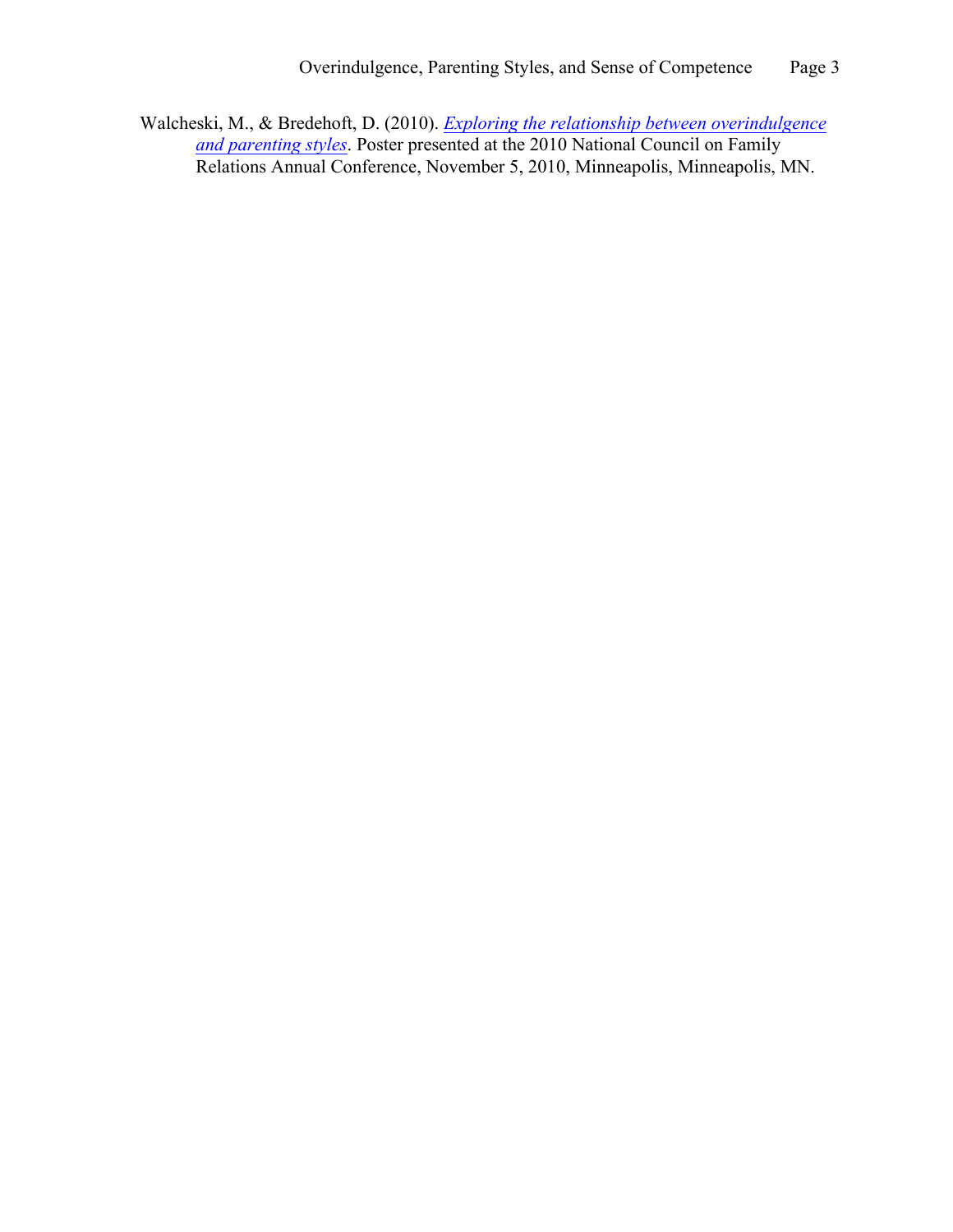Walcheski, M., & Bredehoft, D. (2010). *Exploring the relationship between overindulgence and parenting styles*. Poster presented at the 2010 National Council on Family Relations Annual Conference, November 5, 2010, Minneapolis, Minneapolis, MN.